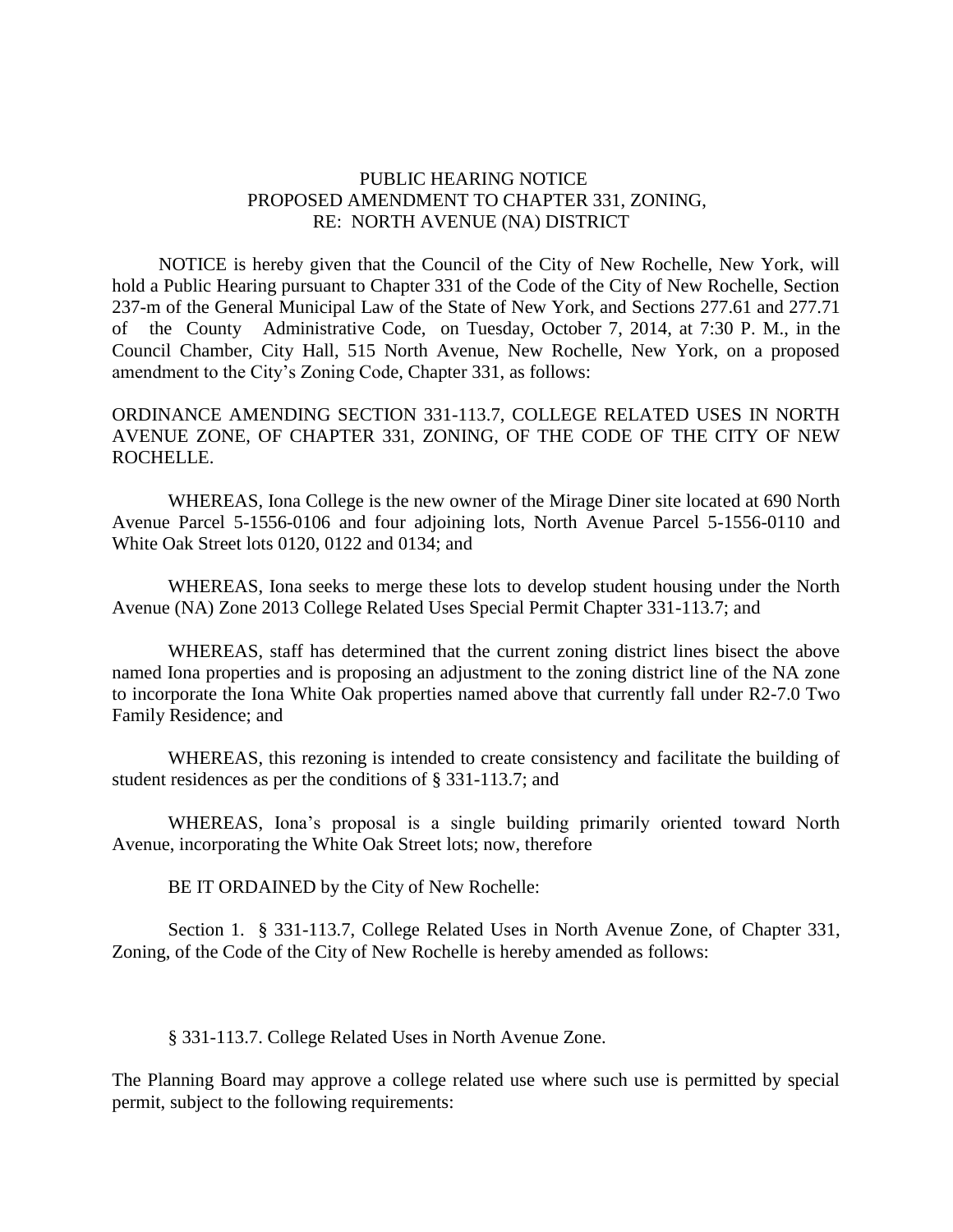# PUBLIC HEARING NOTICE
## PROPOSED AMENDMENT TO CHAPTER 331, ZONING,
## RE: NORTH AVENUE (NA) DISTRICT

NOTICE is hereby given that the Council of the City of New Rochelle, New York, will hold a Public Hearing pursuant to Chapter 331 of the Code of the City of New Rochelle, Section 237-m of the General Municipal Law of the State of New York, and Sections 277.61 and 277.71 of the County Administrative Code, on Tuesday, October 7, 2014, at 7:30 P. M., in the Council Chamber, City Hall, 515 North Avenue, New Rochelle, New York, on a proposed amendment to the City's Zoning Code, Chapter 331, as follows:

ORDINANCE AMENDING SECTION 331-113.7, COLLEGE RELATED USES IN NORTH AVENUE ZONE, OF CHAPTER 331, ZONING, OF THE CODE OF THE CITY OF NEW ROCHELLE.

WHEREAS, Iona College is the new owner of the Mirage Diner site located at 690 North Avenue Parcel 5-1556-0106 and four adjoining lots, North Avenue Parcel 5-1556-0110 and White Oak Street lots 0120, 0122 and 0134; and

WHEREAS, Iona seeks to merge these lots to develop student housing under the North Avenue (NA) Zone 2013 College Related Uses Special Permit Chapter 331-113.7; and

WHEREAS, staff has determined that the current zoning district lines bisect the above named Iona properties and is proposing an adjustment to the zoning district line of the NA zone to incorporate the Iona White Oak properties named above that currently fall under R2-7.0 Two Family Residence; and

WHEREAS, this rezoning is intended to create consistency and facilitate the building of student residences as per the conditions of § 331-113.7; and

WHEREAS, Iona's proposal is a single building primarily oriented toward North Avenue, incorporating the White Oak Street lots; now, therefore

BE IT ORDAINED by the City of New Rochelle:

Section 1. § 331-113.7, College Related Uses in North Avenue Zone, of Chapter 331, Zoning, of the Code of the City of New Rochelle is hereby amended as follows:

§ 331-113.7. College Related Uses in North Avenue Zone.

The Planning Board may approve a college related use where such use is permitted by special permit, subject to the following requirements: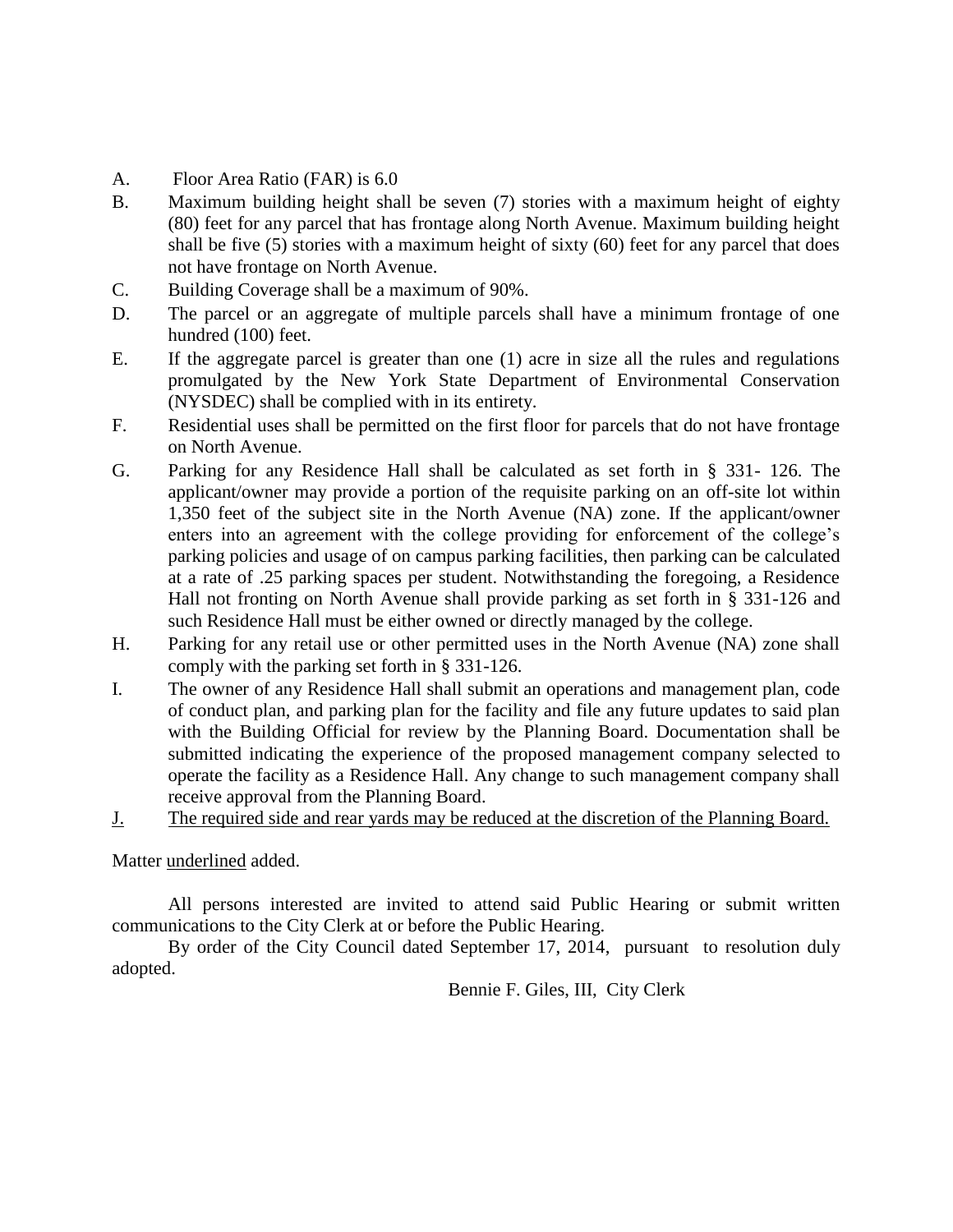A. Floor Area Ratio (FAR) is 6.0

B. Maximum building height shall be seven (7) stories with a maximum height of eighty (80) feet for any parcel that has frontage along North Avenue. Maximum building height shall be five (5) stories with a maximum height of sixty (60) feet for any parcel that does not have frontage on North Avenue.

C. Building Coverage shall be a maximum of 90%.

D. The parcel or an aggregate of multiple parcels shall have a minimum frontage of one hundred (100) feet.

E. If the aggregate parcel is greater than one (1) acre in size all the rules and regulations promulgated by the New York State Department of Environmental Conservation (NYSDEC) shall be complied with in its entirety.

F. Residential uses shall be permitted on the first floor for parcels that do not have frontage on North Avenue.

G. Parking for any Residence Hall shall be calculated as set forth in § 331- 126. The applicant/owner may provide a portion of the requisite parking on an off-site lot within 1,350 feet of the subject site in the North Avenue (NA) zone. If the applicant/owner enters into an agreement with the college providing for enforcement of the college's parking policies and usage of on campus parking facilities, then parking can be calculated at a rate of .25 parking spaces per student. Notwithstanding the foregoing, a Residence Hall not fronting on North Avenue shall provide parking as set forth in § 331-126 and such Residence Hall must be either owned or directly managed by the college.

H. Parking for any retail use or other permitted uses in the North Avenue (NA) zone shall comply with the parking set forth in § 331-126.

I. The owner of any Residence Hall shall submit an operations and management plan, code of conduct plan, and parking plan for the facility and file any future updates to said plan with the Building Official for review by the Planning Board. Documentation shall be submitted indicating the experience of the proposed management company selected to operate the facility as a Residence Hall. Any change to such management company shall receive approval from the Planning Board.

<u>J. The required side and rear yards may be reduced at the discretion of the Planning Board.</u>

Matter <u>underlined</u> added.

All persons interested are invited to attend said Public Hearing or submit written communications to the City Clerk at or before the Public Hearing.

By order of the City Council dated September 17, 2014, pursuant to resolution duly adopted.

Bennie F. Giles, III, City Clerk